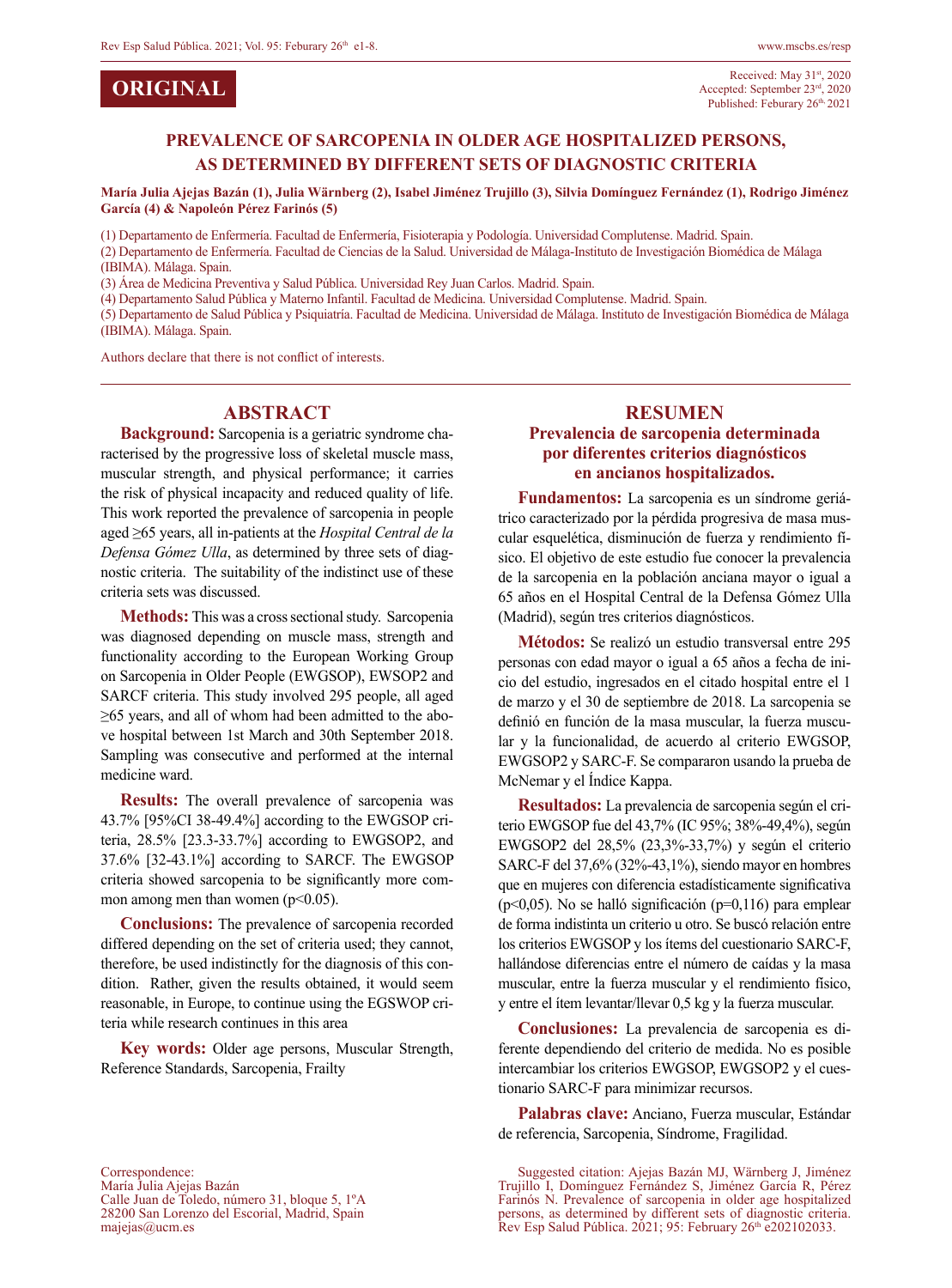ORIGINAL

Received: May 31st, 2020
Accepted: September 23rd, 2020
Published: Feburary 26th 2021

# PREVALENCE OF SARCOPENIA IN OLDER AGE HOSPITALIZED PERSONS, AS DETERMINED BY DIFFERENT SETS OF DIAGNOSTIC CRITERIA

**María Julia Ajejas Bazán (1), Julia Wärnberg (2), Isabel Jiménez Trujillo (3), Silvia Domínguez Fernández (1), Rodrigo Jiménez García (4) & Napoleón Pérez Farinós (5)**

(1) Departamento de Enfermería. Facultad de Enfermería, Fisioterapia y Podología. Universidad Complutense. Madrid. Spain.
(2) Departamento de Enfermería. Facultad de Ciencias de la Salud. Universidad de Málaga-Instituto de Investigación Biomédica de Málaga (IBIMA). Málaga. Spain.
(3) Área de Medicina Preventiva y Salud Pública. Universidad Rey Juan Carlos. Madrid. Spain.
(4) Departamento Salud Pública y Materno Infantil. Facultad de Medicina. Universidad Complutense. Madrid. Spain.
(5) Departamento de Salud Pública y Psiquiatría. Facultad de Medicina. Universidad de Málaga. Instituto de Investigación Biomédica de Málaga (IBIMA). Málaga. Spain.

Authors declare that there is not conflict of interests.

## ABSTRACT

**Background:** Sarcopenia is a geriatric syndrome characterised by the progressive loss of skeletal muscle mass, muscular strength, and physical performance; it carries the risk of physical incapacity and reduced quality of life. This work reported the prevalence of sarcopenia in people aged ≥65 years, all in-patients at the *Hospital Central de la Defensa Gómez Ulla*, as determined by three sets of diagnostic criteria. The suitability of the indistinct use of these criteria sets was discussed.

**Methods:** This was a cross sectional study. Sarcopenia was diagnosed depending on muscle mass, strength and functionality according to the European Working Group on Sarcopenia in Older People (EWGSOP), EWSOP2 and SARCF criteria. This study involved 295 people, all aged ≥65 years, and all of whom had been admitted to the above hospital between 1st March and 30th September 2018. Sampling was consecutive and performed at the internal medicine ward.

**Results:** The overall prevalence of sarcopenia was 43.7% [95%CI 38-49.4%] according to the EWGSOP criteria, 28.5% [23.3-33.7%] according to EWGSOP2, and 37.6% [32-43.1%] according to SARCF. The EWGSOP criteria showed sarcopenia to be significantly more common among men than women ($p<0.05$).

**Conclusions:** The prevalence of sarcopenia recorded differed depending on the set of criteria used; they cannot, therefore, be used indistinctly for the diagnosis of this condition. Rather, given the results obtained, it would seem reasonable, in Europe, to continue using the EGSWOP criteria while research continues in this area

**Key words:** Older age persons, Muscular Strength, Reference Standards, Sarcopenia, Frailty

## RESUMEN

### Prevalencia de sarcopenia determinada por diferentes criterios diagnósticos en ancianos hospitalizados.

**Fundamentos:** La sarcopenia es un síndrome geriátrico caracterizado por la pérdida progresiva de masa muscular esquelética, disminución de fuerza y rendimiento físico. El objetivo de este estudio fue conocer la prevalencia de la sarcopenia en la población anciana mayor o igual a 65 años en el Hospital Central de la Defensa Gómez Ulla (Madrid), según tres criterios diagnósticos.

**Métodos:** Se realizó un estudio transversal entre 295 personas con edad mayor o igual a 65 años a fecha de inicio del estudio, ingresados en el citado hospital entre el 1 de marzo y el 30 de septiembre de 2018. La sarcopenia se definió en función de la masa muscular, la fuerza muscular y la funcionalidad, de acuerdo al criterio EWGSOP, EWGSOP2 y SARC-F. Se compararon usando la prueba de McNemar y el Índice Kappa.

**Resultados:** La prevalencia de sarcopenia según el criterio EWGSOP fue del 43,7% (IC 95%; 38%-49,4%), según EWGSOP2 del 28,5% (23,3%-33,7%) y según el criterio SARC-F del 37,6% (32%-43,1%), siendo mayor en hombres que en mujeres con diferencia estadísticamente significativa ($p<0,05$). No se halló significación ($p=0,116$) para emplear de forma indistinta un criterio u otro. Se buscó relación entre los criterios EWGSOP y los ítems del cuestionario SARC-F, hallándose diferencias entre el número de caídas y la masa muscular, entre la fuerza muscular y el rendimiento físico, y entre el ítem levantar/llevar 0,5 kg y la fuerza muscular.

**Conclusiones:** La prevalencia de sarcopenia es diferente dependiendo del criterio de medida. No es posible intercambiar los criterios EWGSOP, EWGSOP2 y el cuestionario SARC-F para minimizar recursos.

**Palabras clave:** Anciano, Fuerza muscular, Estándar de referencia, Sarcopenia, Síndrome, Fragilidad.

Correspondence:
María Julia Ajejas Bazán
Calle Juan de Toledo, número 31, bloque 5, 1ºA
28200 San Lorenzo del Escorial, Madrid, Spain
majejas@ucm.es

Suggested citation: Ajejas Bazán MJ, Wärnberg J, Jiménez Trujillo I, Domínguez Fernández S, Jiménez García R, Pérez Farinós N. Prevalence of sarcopenia in older age hospitalized persons, as determined by different sets of diagnostic criteria. Rev Esp Salud Pública. 2021; 95: February 26th e202102033.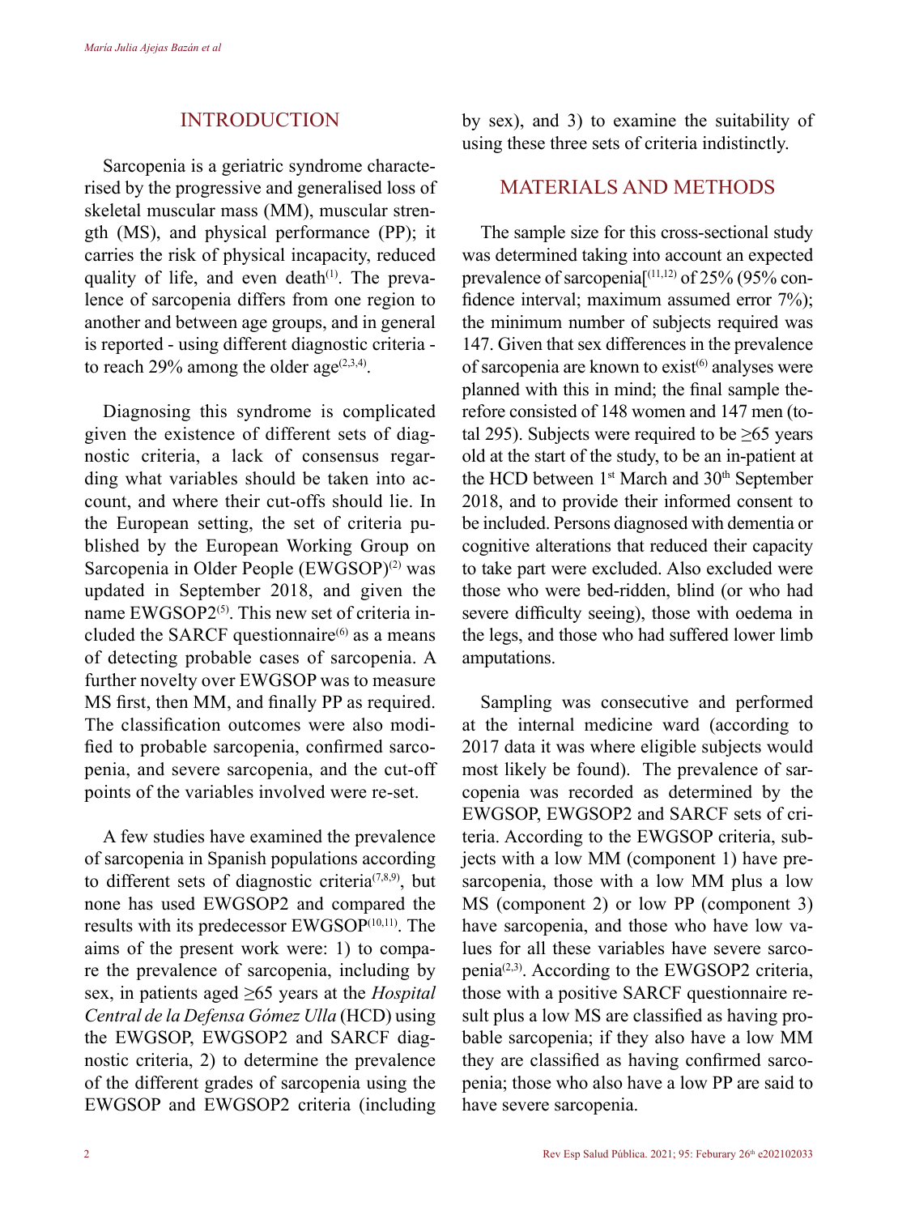## INTRODUCTION

Sarcopenia is a geriatric syndrome characterised by the progressive and generalised loss of skeletal muscular mass (MM), muscular strength (MS), and physical performance (PP); it carries the risk of physical incapacity, reduced quality of life, and even death[1]. The prevalence of sarcopenia differs from one region to another and between age groups, and in general is reported - using different diagnostic criteria - to reach 29% among the older age[2,3,4].

Diagnosing this syndrome is complicated given the existence of different sets of diagnostic criteria, a lack of consensus regarding what variables should be taken into account, and where their cut-offs should lie. In the European setting, the set of criteria published by the European Working Group on Sarcopenia in Older People (EWGSOP)[2] was updated in September 2018, and given the name EWGSOP2[5]. This new set of criteria included the SARCF questionnaire[6] as a means of detecting probable cases of sarcopenia. A further novelty over EWGSOP was to measure MS first, then MM, and finally PP as required. The classification outcomes were also modified to probable sarcopenia, confirmed sarcopenia, and severe sarcopenia, and the cut-off points of the variables involved were re-set.

A few studies have examined the prevalence of sarcopenia in Spanish populations according to different sets of diagnostic criteria[7,8,9], but none has used EWGSOP2 and compared the results with its predecessor EWGSOP[10,11]. The aims of the present work were: 1) to compare the prevalence of sarcopenia, including by sex, in patients aged ≥65 years at the *Hospital Central de la Defensa Gómez Ulla* (HCD) using the EWGSOP, EWGSOP2 and SARCF diagnostic criteria, 2) to determine the prevalence of the different grades of sarcopenia using the EWGSOP and EWGSOP2 criteria (including by sex), and 3) to examine the suitability of using these three sets of criteria indistinctly.

## MATERIALS AND METHODS

The sample size for this cross-sectional study was determined taking into account an expected prevalence of sarcopenia[[11,12] of 25% (95% confidence interval; maximum assumed error 7%); the minimum number of subjects required was 147. Given that sex differences in the prevalence of sarcopenia are known to exist[6] analyses were planned with this in mind; the final sample therefore consisted of 148 women and 147 men (total 295). Subjects were required to be ≥65 years old at the start of the study, to be an in-patient at the HCD between 1st March and 30th September 2018, and to provide their informed consent to be included. Persons diagnosed with dementia or cognitive alterations that reduced their capacity to take part were excluded. Also excluded were those who were bed-ridden, blind (or who had severe difficulty seeing), those with oedema in the legs, and those who had suffered lower limb amputations.

Sampling was consecutive and performed at the internal medicine ward (according to 2017 data it was where eligible subjects would most likely be found). The prevalence of sarcopenia was recorded as determined by the EWGSOP, EWGSOP2 and SARCF sets of criteria. According to the EWGSOP criteria, subjects with a low MM (component 1) have presarcopenia, those with a low MM plus a low MS (component 2) or low PP (component 3) have sarcopenia, and those who have low values for all these variables have severe sarcopenia[2,3]. According to the EWGSOP2 criteria, those with a positive SARCF questionnaire result plus a low MS are classified as having probable sarcopenia; if they also have a low MM they are classified as having confirmed sarcopenia; those who also have a low PP are said to have severe sarcopenia.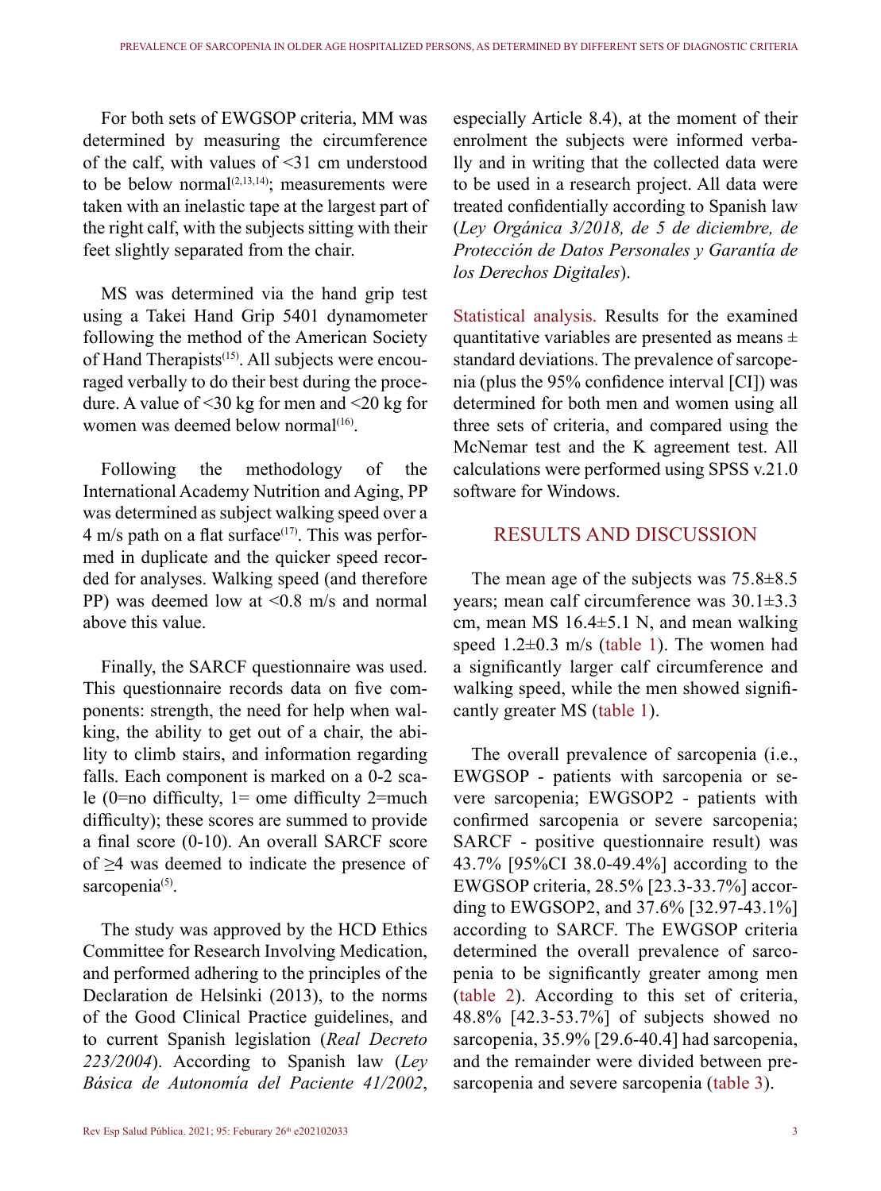For both sets of EWGSOP criteria, MM was determined by measuring the circumference of the calf, with values of <31 cm understood to be below normal[2,13,14]; measurements were taken with an inelastic tape at the largest part of the right calf, with the subjects sitting with their feet slightly separated from the chair.

MS was determined via the hand grip test using a Takei Hand Grip 5401 dynamometer following the method of the American Society of Hand Therapists[15]. All subjects were encouraged verbally to do their best during the procedure. A value of <30 kg for men and <20 kg for women was deemed below normal[16].

Following the methodology of the International Academy Nutrition and Aging, PP was determined as subject walking speed over a 4 m/s path on a flat surface[17]. This was performed in duplicate and the quicker speed recorded for analyses. Walking speed (and therefore PP) was deemed low at <0.8 m/s and normal above this value.

Finally, the SARCF questionnaire was used. This questionnaire records data on five components: strength, the need for help when walking, the ability to get out of a chair, the ability to climb stairs, and information regarding falls. Each component is marked on a 0-2 scale (0=no difficulty, 1= ome difficulty 2=much difficulty); these scores are summed to provide a final score (0-10). An overall SARCF score of ≥4 was deemed to indicate the presence of sarcopenia[5].

The study was approved by the HCD Ethics Committee for Research Involving Medication, and performed adhering to the principles of the Declaration de Helsinki (2013), to the norms of the Good Clinical Practice guidelines, and to current Spanish legislation (*Real Decreto 223/2004*). According to Spanish law (*Ley Básica de Autonomía del Paciente 41/2002*, especially Article 8.4), at the moment of their enrolment the subjects were informed verbally and in writing that the collected data were to be used in a research project. All data were treated confidentially according to Spanish law (*Ley Orgánica 3/2018, de 5 de diciembre, de Protección de Datos Personales y Garantía de los Derechos Digitales*).

Statistical analysis. Results for the examined quantitative variables are presented as means ± standard deviations. The prevalence of sarcopenia (plus the 95% confidence interval [CI]) was determined for both men and women using all three sets of criteria, and compared using the McNemar test and the K agreement test. All calculations were performed using SPSS v.21.0 software for Windows.

## RESULTS AND DISCUSSION

The mean age of the subjects was 75.8±8.5 years; mean calf circumference was 30.1±3.3 cm, mean MS 16.4±5.1 N, and mean walking speed 1.2±0.3 m/s (table 1). The women had a significantly larger calf circumference and walking speed, while the men showed significantly greater MS (table 1).

The overall prevalence of sarcopenia (i.e., EWGSOP - patients with sarcopenia or severe sarcopenia; EWGSOP2 - patients with confirmed sarcopenia or severe sarcopenia; SARCF - positive questionnaire result) was 43.7% [95%CI 38.0-49.4%] according to the EWGSOP criteria, 28.5% [23.3-33.7%] according to EWGSOP2, and 37.6% [32.97-43.1%] according to SARCF. The EWGSOP criteria determined the overall prevalence of sarcopenia to be significantly greater among men (table 2). According to this set of criteria, 48.8% [42.3-53.7%] of subjects showed no sarcopenia, 35.9% [29.6-40.4] had sarcopenia, and the remainder were divided between presarcopenia and severe sarcopenia (table 3).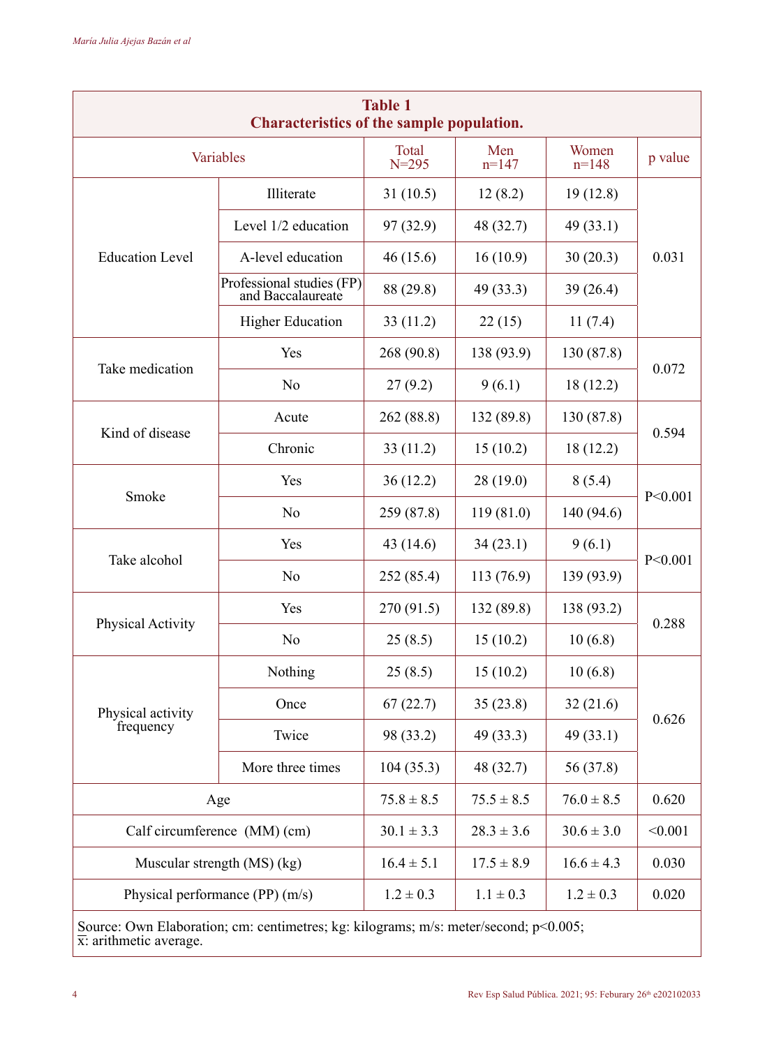**Table 1**
**Characteristics of the sample population.**

| Variables | | Total N=295 | Men n=147 | Women n=148 | p value |
|---|---|---|---|---|---|
| Education Level | Illiterate | 31 (10.5) | 12 (8.2) | 19 (12.8) | 0.031 |
| | Level 1/2 education | 97 (32.9) | 48 (32.7) | 49 (33.1) | |
| | A-level education | 46 (15.6) | 16 (10.9) | 30 (20.3) | |
| | Professional studies (FP) and Baccalaureate | 88 (29.8) | 49 (33.3) | 39 (26.4) | |
| | Higher Education | 33 (11.2) | 22 (15) | 11 (7.4) | |
| Take medication | Yes | 268 (90.8) | 138 (93.9) | 130 (87.8) | 0.072 |
| | No | 27 (9.2) | 9 (6.1) | 18 (12.2) | |
| Kind of disease | Acute | 262 (88.8) | 132 (89.8) | 130 (87.8) | 0.594 |
| | Chronic | 33 (11.2) | 15 (10.2) | 18 (12.2) | |
| Smoke | Yes | 36 (12.2) | 28 (19.0) | 8 (5.4) | P<0.001 |
| | No | 259 (87.8) | 119 (81.0) | 140 (94.6) | |
| Take alcohol | Yes | 43 (14.6) | 34 (23.1) | 9 (6.1) | P<0.001 |
| | No | 252 (85.4) | 113 (76.9) | 139 (93.9) | |
| Physical Activity | Yes | 270 (91.5) | 132 (89.8) | 138 (93.2) | 0.288 |
| | No | 25 (8.5) | 15 (10.2) | 10 (6.8) | |
| Physical activity frequency | Nothing | 25 (8.5) | 15 (10.2) | 10 (6.8) | 0.626 |
| | Once | 67 (22.7) | 35 (23.8) | 32 (21.6) | |
| | Twice | 98 (33.2) | 49 (33.3) | 49 (33.1) | |
| | More three times | 104 (35.3) | 48 (32.7) | 56 (37.8) | |
| Age | | 75.8 ± 8.5 | 75.5 ± 8.5 | 76.0 ± 8.5 | 0.620 |
| Calf circumference (MM) (cm) | | 30.1 ± 3.3 | 28.3 ± 3.6 | 30.6 ± 3.0 | <0.001 |
| Muscular strength (MS) (kg) | | 16.4 ± 5.1 | 17.5 ± 8.9 | 16.6 ± 4.3 | 0.030 |
| Physical performance (PP) (m/s) | | 1.2 ± 0.3 | 1.1 ± 0.3 | 1.2 ± 0.3 | 0.020 |

Source: Own Elaboration; cm: centimetres; kg: kilograms; m/s: meter/second; $p<0.005$; $\bar{x}$: arithmetic average.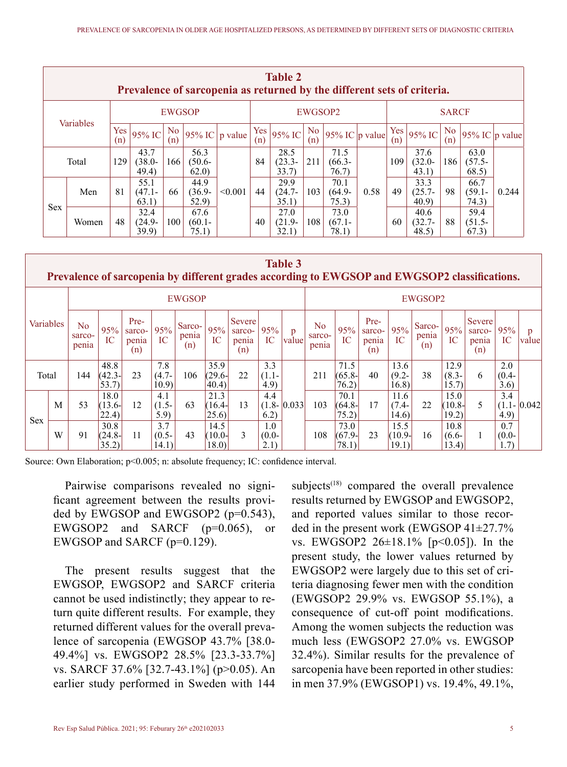**Table 2**
**Prevalence of sarcopenia as returned by the different sets of criteria.**

| Variables | | EWGSOP | | | | | EWGSOP2 | | | | | SARCF | | | | |
|---|---|---|---|---|---|---|---|---|---|---|---|---|---|---|---|---|
| | | Yes (n) | 95% IC | No (n) | 95% IC | p value | Yes (n) | 95% IC | No (n) | 95% IC | p value | Yes (n) | 95% IC | No (n) | 95% IC | p value |
| Total | | 129 | 43.7 (38.0-49.4) | 166 | 56.3 (50.6-62.0) | | 84 | 28.5 (23.3-33.7) | 211 | 71.5 (66.3-76.7) | | 109 | 37.6 (32.0-43.1) | 186 | 63.0 (57.5-68.5) | |
| Sex | Men | 81 | 55.1 (47.1-63.1) | 66 | 44.9 (36.9-52.9) | <0.001 | 44 | 29.9 (24.7-35.1) | 103 | 70.1 (64.9-75.3) | 0.58 | 49 | 33.3 (25.7-40.9) | 98 | 66.7 (59.1-74.3) | 0.244 |
| | Women | 48 | 32.4 (24.9-39.9) | 100 | 67.6 (60.1-75.1) | | 40 | 27.0 (21.9-32.1) | 108 | 73.0 (67.1-78.1) | | 60 | 40.6 (32.7-48.5) | 88 | 59.4 (51.5-67.3) | |

**Table 3**
**Prevalence of sarcopenia by different grades according to EWGSOP and EWGSOP2 classifications.**

| Variables | | EWGSOP | | | | | | | | | EWGSOP2 | | | | | | | | |
|---|---|---|---|---|---|---|---|---|---|---|---|---|---|---|---|---|---|---|---|
| | | No sarcopenia | 95% IC | Pre-sarcopenia (n) | 95% IC | Sarcopenia (n) | 95% IC | Severe sarcopenia (n) | 95% IC | p value | No sarcopenia | 95% IC | Pre-sarcopenia (n) | 95% IC | Sarcopenia (n) | 95% IC | Severe sarcopenia (n) | 95% IC | p value |
| Total | | 144 | 48.8 (42.3-53.7) | 23 | 7.8 (4.7-10.9) | 106 | 35.9 (29.6-40.4) | 22 | 3.3 (1.1-4.9) | | 211 | 71.5 (65.8-76.2) | 40 | 13.6 (9.2-16.8) | 38 | 12.9 (8.3-15.7) | 6 | 2.0 (0.4-3.6) | |
| Sex | M | 53 | 18.0 (13.6-22.4) | 12 | 4.1 (1.5-5.9) | 63 | 21.3 (16.4-25.6) | 13 | 4.4 (1.8-6.2) | 0.033 | 103 | 70.1 (64.8-75.2) | 17 | 11.6 (7.4-14.6) | 22 | 15.0 (10.8-19.2) | 5 | 3.4 (1.1-4.9) | 0.042 |
| | W | 91 | 30.8 (24.8-35.2) | 11 | 3.7 (0.5-14.1) | 43 | 14.5 (10.0-18.0) | 3 | 1.0 (0.0-2.1) | | 108 | 73.0 (67.9-78.1) | 23 | 15.5 (10.9-19.1) | 16 | 10.8 (6.6-13.4) | 1 | 0.7 (0.0-1.7) | |

Source: Own Elaboration; $p<0.005$; n: absolute frequency; IC: confidence interval.

Pairwise comparisons revealed no significant agreement between the results provided by EWGSOP and EWGSOP2 ($p=0.543$), EWGSOP2 and SARCF ($p=0.065$), or EWGSOP and SARCF ($p=0.129$).

The present results suggest that the EWGSOP, EWGSOP2 and SARCF criteria cannot be used indistinctly; they appear to return quite different results. For example, they returned different values for the overall prevalence of sarcopenia (EWGSOP 43.7% [38.0-49.4%] vs. EWGSOP2 28.5% [23.3-33.7%] vs. SARCF 37.6% [32.7-43.1%] ($p>0.05$). An earlier study performed in Sweden with 144 subjects[18] compared the overall prevalence results returned by EWGSOP and EWGSOP2, and reported values similar to those recorded in the present work (EWGSOP 41±27.7% vs. EWGSOP2 26±18.1% [$p<0.05$]). In the present study, the lower values returned by EWGSOP2 were largely due to this set of criteria diagnosing fewer men with the condition (EWGSOP2 29.9% vs. EWGSOP 55.1%), a consequence of cut-off point modifications. Among the women subjects the reduction was much less (EWGSOP2 27.0% vs. EWGSOP 32.4%). Similar results for the prevalence of sarcopenia have been reported in other studies: in men 37.9% (EWGSOP1) vs. 19.4%, 49.1%,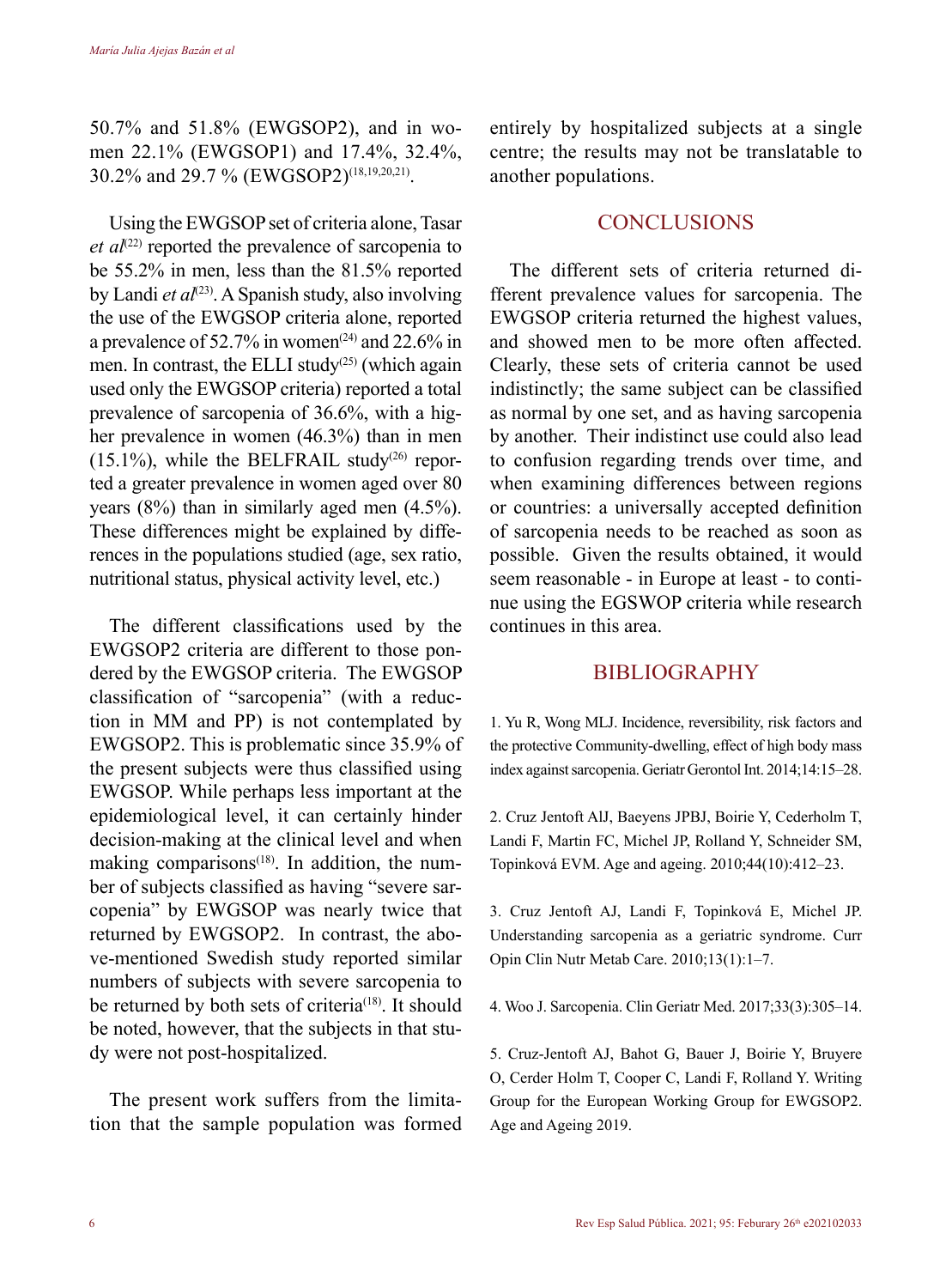50.7% and 51.8% (EWGSOP2), and in women 22.1% (EWGSOP1) and 17.4%, 32.4%, 30.2% and 29.7 % (EWGSOP2)[18,19,20,21].

Using the EWGSOP set of criteria alone, Tasar *et al*[22] reported the prevalence of sarcopenia to be 55.2% in men, less than the 81.5% reported by Landi *et al*[23]. A Spanish study, also involving the use of the EWGSOP criteria alone, reported a prevalence of 52.7% in women[24] and 22.6% in men. In contrast, the ELLI study[25] (which again used only the EWGSOP criteria) reported a total prevalence of sarcopenia of 36.6%, with a higher prevalence in women (46.3%) than in men (15.1%), while the BELFRAIL study[26] reported a greater prevalence in women aged over 80 years (8%) than in similarly aged men (4.5%). These differences might be explained by differences in the populations studied (age, sex ratio, nutritional status, physical activity level, etc.)

The different classifications used by the EWGSOP2 criteria are different to those pondered by the EWGSOP criteria. The EWGSOP classification of "sarcopenia" (with a reduction in MM and PP) is not contemplated by EWGSOP2. This is problematic since 35.9% of the present subjects were thus classified using EWGSOP. While perhaps less important at the epidemiological level, it can certainly hinder decision-making at the clinical level and when making comparisons[18]. In addition, the number of subjects classified as having "severe sarcopenia" by EWGSOP was nearly twice that returned by EWGSOP2. In contrast, the above-mentioned Swedish study reported similar numbers of subjects with severe sarcopenia to be returned by both sets of criteria[18]. It should be noted, however, that the subjects in that study were not post-hospitalized.

The present work suffers from the limitation that the sample population was formed entirely by hospitalized subjects at a single centre; the results may not be translatable to another populations.

## CONCLUSIONS

The different sets of criteria returned different prevalence values for sarcopenia. The EWGSOP criteria returned the highest values, and showed men to be more often affected. Clearly, these sets of criteria cannot be used indistinctly; the same subject can be classified as normal by one set, and as having sarcopenia by another. Their indistinct use could also lead to confusion regarding trends over time, and when examining differences between regions or countries: a universally accepted definition of sarcopenia needs to be reached as soon as possible. Given the results obtained, it would seem reasonable - in Europe at least - to continue using the EGSWOP criteria while research continues in this area.

## BIBLIOGRAPHY

1. Yu R, Wong MLJ. Incidence, reversibility, risk factors and the protective Community-dwelling, effect of high body mass index against sarcopenia. Geriatr Gerontol Int. 2014;14:15–28.

2. Cruz Jentoft AlJ, Baeyens JPBJ, Boirie Y, Cederholm T, Landi F, Martin FC, Michel JP, Rolland Y, Schneider SM, Topinková EVM. Age and ageing. 2010;44(10):412–23.

3. Cruz Jentoft AJ, Landi F, Topinková E, Michel JP. Understanding sarcopenia as a geriatric syndrome. Curr Opin Clin Nutr Metab Care. 2010;13(1):1–7.

4. Woo J. Sarcopenia. Clin Geriatr Med. 2017;33(3):305–14.

5. Cruz-Jentoft AJ, Bahot G, Bauer J, Boirie Y, Bruyere O, Cerder Holm T, Cooper C, Landi F, Rolland Y. Writing Group for the European Working Group for EWGSOP2. Age and Ageing 2019.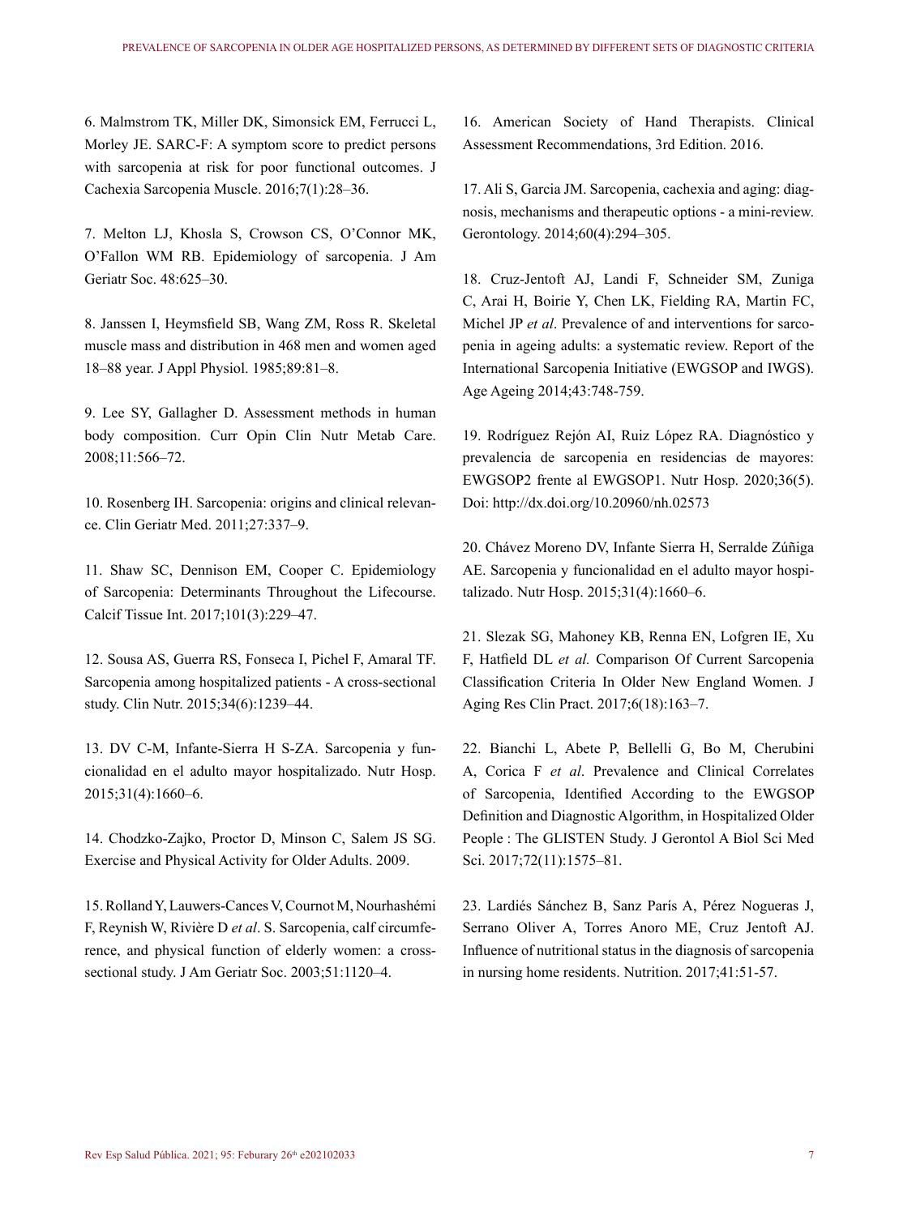6. Malmstrom TK, Miller DK, Simonsick EM, Ferrucci L, Morley JE. SARC-F: A symptom score to predict persons with sarcopenia at risk for poor functional outcomes. J Cachexia Sarcopenia Muscle. 2016;7(1):28–36.

7. Melton LJ, Khosla S, Crowson CS, O'Connor MK, O'Fallon WM RB. Epidemiology of sarcopenia. J Am Geriatr Soc. 48:625–30.

8. Janssen I, Heymsfield SB, Wang ZM, Ross R. Skeletal muscle mass and distribution in 468 men and women aged 18–88 year. J Appl Physiol. 1985;89:81–8.

9. Lee SY, Gallagher D. Assessment methods in human body composition. Curr Opin Clin Nutr Metab Care. 2008;11:566–72.

10. Rosenberg IH. Sarcopenia: origins and clinical relevance. Clin Geriatr Med. 2011;27:337–9.

11. Shaw SC, Dennison EM, Cooper C. Epidemiology of Sarcopenia: Determinants Throughout the Lifecourse. Calcif Tissue Int. 2017;101(3):229–47.

12. Sousa AS, Guerra RS, Fonseca I, Pichel F, Amaral TF. Sarcopenia among hospitalized patients - A cross-sectional study. Clin Nutr. 2015;34(6):1239–44.

13. DV C-M, Infante-Sierra H S-ZA. Sarcopenia y funcionalidad en el adulto mayor hospitalizado. Nutr Hosp. 2015;31(4):1660–6.

14. Chodzko-Zajko, Proctor D, Minson C, Salem JS SG. Exercise and Physical Activity for Older Adults. 2009.

15. Rolland Y, Lauwers-Cances V, Cournot M, Nourhashémi F, Reynish W, Rivière D *et al*. S. Sarcopenia, calf circumference, and physical function of elderly women: a cross-sectional study. J Am Geriatr Soc. 2003;51:1120–4.

16. American Society of Hand Therapists. Clinical Assessment Recommendations, 3rd Edition. 2016.

17. Ali S, Garcia JM. Sarcopenia, cachexia and aging: diagnosis, mechanisms and therapeutic options - a mini-review. Gerontology. 2014;60(4):294–305.

18. Cruz-Jentoft AJ, Landi F, Schneider SM, Zuniga C, Arai H, Boirie Y, Chen LK, Fielding RA, Martin FC, Michel JP *et al*. Prevalence of and interventions for sarcopenia in ageing adults: a systematic review. Report of the International Sarcopenia Initiative (EWGSOP and IWGS). Age Ageing 2014;43:748-759.

19. Rodríguez Rejón AI, Ruiz López RA. Diagnóstico y prevalencia de sarcopenia en residencias de mayores: EWGSOP2 frente al EWGSOP1. Nutr Hosp. 2020;36(5). Doi: http://dx.doi.org/10.20960/nh.02573

20. Chávez Moreno DV, Infante Sierra H, Serralde Zúñiga AE. Sarcopenia y funcionalidad en el adulto mayor hospitalizado. Nutr Hosp. 2015;31(4):1660–6.

21. Slezak SG, Mahoney KB, Renna EN, Lofgren IE, Xu F, Hatfield DL *et al.* Comparison Of Current Sarcopenia Classification Criteria In Older New England Women. J Aging Res Clin Pract. 2017;6(18):163–7.

22. Bianchi L, Abete P, Bellelli G, Bo M, Cherubini A, Corica F *et al*. Prevalence and Clinical Correlates of Sarcopenia, Identified According to the EWGSOP Definition and Diagnostic Algorithm, in Hospitalized Older People : The GLISTEN Study. J Gerontol A Biol Sci Med Sci. 2017;72(11):1575–81.

23. Lardiés Sánchez B, Sanz París A, Pérez Nogueras J, Serrano Oliver A, Torres Anoro ME, Cruz Jentoft AJ. Influence of nutritional status in the diagnosis of sarcopenia in nursing home residents. Nutrition. 2017;41:51-57.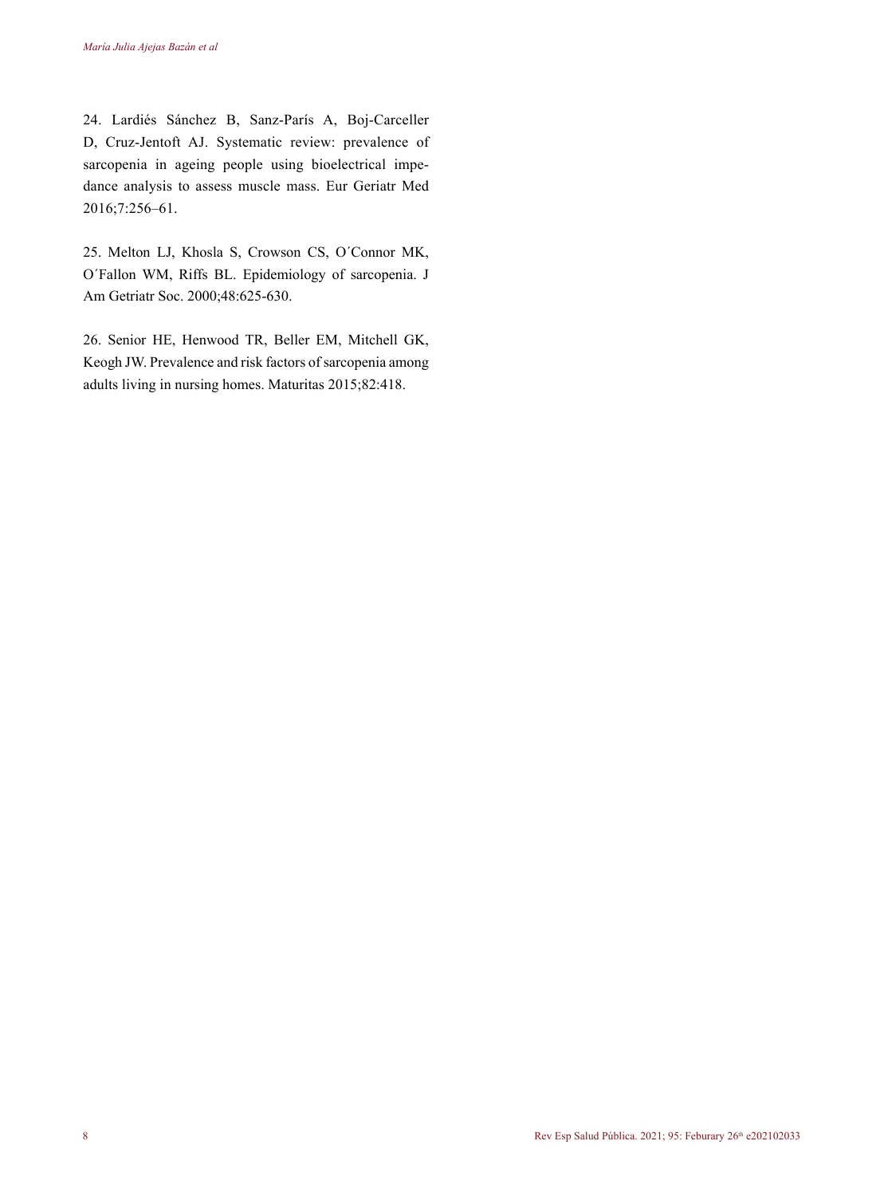24. Lardiés Sánchez B, Sanz-París A, Boj-Carceller D, Cruz-Jentoft AJ. Systematic review: prevalence of sarcopenia in ageing people using bioelectrical impedance analysis to assess muscle mass. Eur Geriatr Med 2016;7:256–61.

25. Melton LJ, Khosla S, Crowson CS, O´Connor MK, O´Fallon WM, Riffs BL. Epidemiology of sarcopenia. J Am Getriatr Soc. 2000;48:625-630.

26. Senior HE, Henwood TR, Beller EM, Mitchell GK, Keogh JW. Prevalence and risk factors of sarcopenia among adults living in nursing homes. Maturitas 2015;82:418.